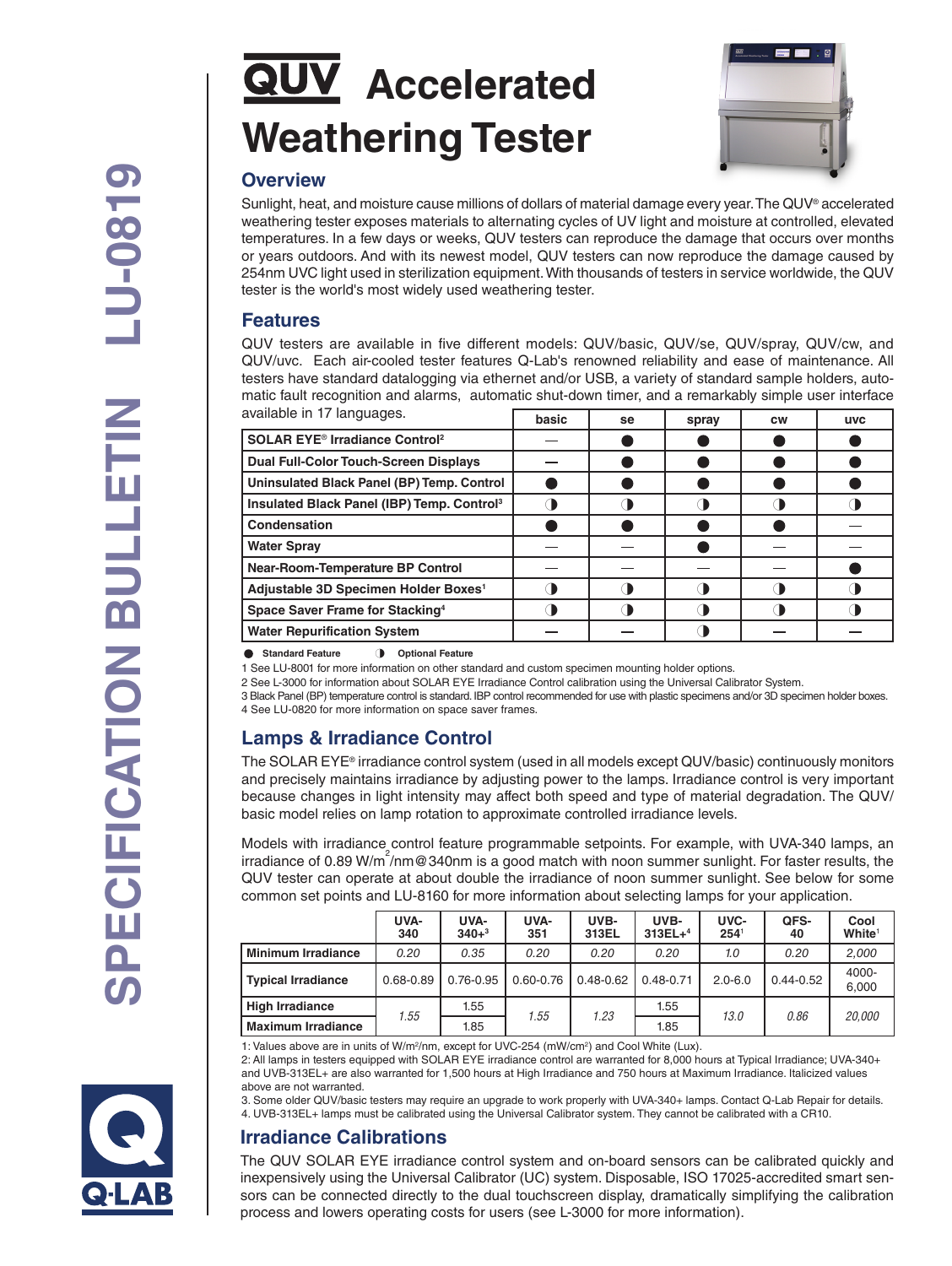# QUV Accelerated Weathering Tester

## Overview

Sunlight, heat, and moisture cause millions of dollars of material damage every year. The QUV® accelerated weathering tester exposes materials to alternating cycles of UV light and moisture at controlled, elevated temperatures. In a few days or weeks, QUV testers can reproduce the damage that occurs over months or years outdoors. And with its newest model, QUV testers can now reproduce the damage caused by 254nm UVC light used in sterilization equipment. With thousands of testers in service worldwide, the QUV tester is the world's most widely used weathering tester.

## Features

QUV testers are available in five different models: QUV/basic, QUV/se, QUV/spray, QUV/cw, and QUV/uvc. Each air-cooled tester features Q-Lab's renowned reliability and ease of maintenance. All testers have standard datalogging via ethernet and/or USB, a variety of standard sample holders, automatic fault recognition and alarms, automatic shut-down timer, and a remarkably simple user interface available in 17 languages.

| | basic | se | spray | cw | uvc |
|---|---|---|---|---|---|
| **SOLAR EYE® Irradiance Control[2]** | — | ● | ● | ● | ● |
| **Dual Full-Color Touch-Screen Displays** | — | ● | ● | ● | ● |
| **Uninsulated Black Panel (BP) Temp. Control** | ● | ● | ● | ● | ● |
| **Insulated Black Panel (IBP) Temp. Control[3]** | ◑ | ◑ | ◑ | ◑ | ◑ |
| **Condensation** | ● | ● | ● | ● | — |
| **Water Spray** | — | — | ● | — | — |
| **Near-Room-Temperature BP Control** | — | — | — | — | ● |
| **Adjustable 3D Specimen Holder Boxes[1]** | ◑ | ◑ | ◑ | ◑ | ◑ |
| **Space Saver Frame for Stacking[4]** | ◑ | ◑ | ◑ | ◑ | ◑ |
| **Water Repurification System** | — | — | ◑ | — | — |

● **Standard Feature** ◑ **Optional Feature**

1 See LU-8001 for more information on other standard and custom specimen mounting holder options.
2 See L-3000 for information about SOLAR EYE Irradiance Control calibration using the Universal Calibrator System.
3 Black Panel (BP) temperature control is standard. IBP control recommended for use with plastic specimens and/or 3D specimen holder boxes.
4 See LU-0820 for more information on space saver frames.

## Lamps & Irradiance Control

The SOLAR EYE® irradiance control system (used in all models except QUV/basic) continuously monitors and precisely maintains irradiance by adjusting power to the lamps. Irradiance control is very important because changes in light intensity may affect both speed and type of material degradation. The QUV/basic model relies on lamp rotation to approximate controlled irradiance levels.

Models with irradiance control feature programmable setpoints. For example, with UVA-340 lamps, an irradiance of 0.89 W/m$^2$/nm@340nm is a good match with noon summer sunlight. For faster results, the QUV tester can operate at about double the irradiance of noon summer sunlight. See below for some common set points and LU-8160 for more information about selecting lamps for your application.

| | UVA-340 | UVA-340+[3] | UVA-351 | UVB-313EL | UVB-313EL+[4] | UVC-254[1] | QFS-40 | Cool White[1] |
|---|---|---|---|---|---|---|---|---|
| **Minimum Irradiance** | *0.20* | *0.35* | *0.20* | *0.20* | *0.20* | *1.0* | *0.20* | *2,000* |
| **Typical Irradiance** | 0.68-0.89 | 0.76-0.95 | 0.60-0.76 | 0.48-0.62 | 0.48-0.71 | 2.0-6.0 | 0.44-0.52 | 4000-6,000 |
| **High Irradiance** | *1.55* | 1.55 | *1.55* | *1.23* | 1.55 | *13.0* | *0.86* | *20,000* |
| **Maximum Irradiance** | | 1.85 | | | 1.85 | | | |

1: Values above are in units of W/m²/nm, except for UVC-254 (mW/cm²) and Cool White (Lux).
2: All lamps in testers equipped with SOLAR EYE irradiance control are warranted for 8,000 hours at Typical Irradiance; UVA-340+ and UVB-313EL+ are also warranted for 1,500 hours at High Irradiance and 750 hours at Maximum Irradiance. Italicized values above are not warranted.
3. Some older QUV/basic testers may require an upgrade to work properly with UVA-340+ lamps. Contact Q-Lab Repair for details.
4. UVB-313EL+ lamps must be calibrated using the Universal Calibrator system. They cannot be calibrated with a CR10.

## Irradiance Calibrations

The QUV SOLAR EYE irradiance control system and on-board sensors can be calibrated quickly and inexpensively using the Universal Calibrator (UC) system. Disposable, ISO 17025-accredited smart sensors can be connected directly to the dual touchscreen display, dramatically simplifying the calibration process and lowers operating costs for users (see L-3000 for more information).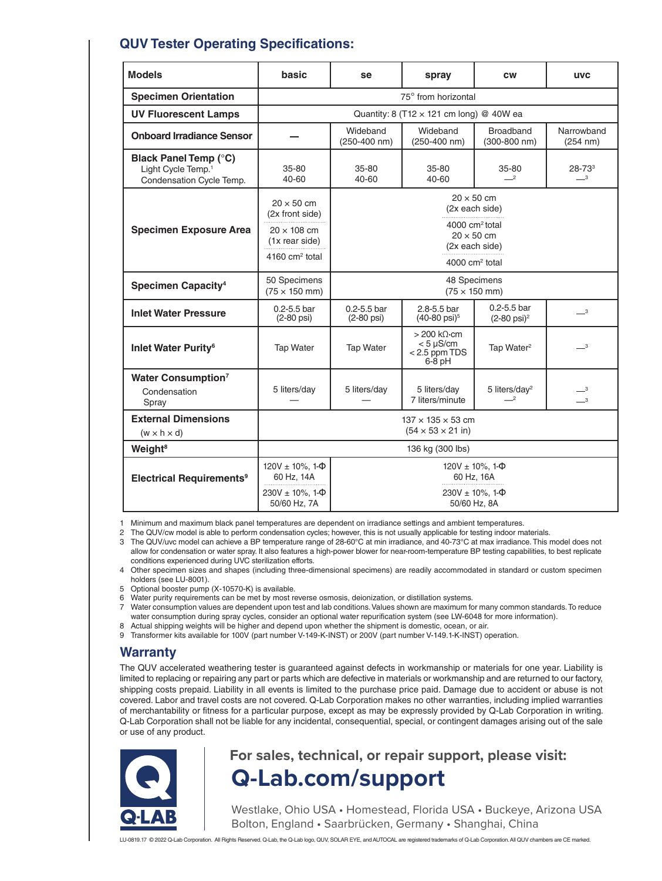## QUV Tester Operating Specifications:

| Models | basic | se | spray | cw | uvc |
|---|---|---|---|---|---|
| **Specimen Orientation** | 75° from horizontal | | | | |
| **UV Fluorescent Lamps** | Quantity: 8 (T12 × 121 cm long) @ 40W ea | | | | |
| **Onboard Irradiance Sensor** | — | Wideband (250-400 nm) | Wideband (250-400 nm) | Broadband (300-800 nm) | Narrowband (254 nm) |
| **Black Panel Temp (°C)**<br>Light Cycle Temp.[1]<br>Condensation Cycle Temp. | 35-80<br>40-60 | 35-80<br>40-60 | 35-80<br>40-60 | 35-80<br>—[2] | 28-73[3]<br>—[3] |
| **Specimen Exposure Area** | 20 × 50 cm (2x front side)<br>20 × 108 cm (1x rear side)<br>4160 cm² total | 20 × 50 cm (2x each side)<br>4000 cm² total<br>20 × 50 cm (2x each side)<br>4000 cm² total | | | |
| **Specimen Capacity[4]** | 50 Specimens (75 × 150 mm) | 48 Specimens (75 × 150 mm) | | | |
| **Inlet Water Pressure** | 0.2-5.5 bar (2-80 psi) | 0.2-5.5 bar (2-80 psi) | 2.8-5.5 bar (40-80 psi)[5] | 0.2-5.5 bar (2-80 psi)[2] | —[3] |
| **Inlet Water Purity[6]** | Tap Water | Tap Water | > 200 kΩ·cm<br>< 5 µS/cm<br>< 2.5 ppm TDS<br>6-8 pH | Tap Water[2] | —[3] |
| **Water Consumption[7]**<br>Condensation<br>Spray | 5 liters/day<br>— | 5 liters/day<br>— | 5 liters/day<br>7 liters/minute | 5 liters/day[2]<br>—[2] | —[3]<br>—[3] |
| **External Dimensions** (w × h × d) | 137 × 135 × 53 cm (54 × 53 × 21 in) | | | | |
| **Weight[8]** | 136 kg (300 lbs) | | | | |
| **Electrical Requirements[9]** | 120V ± 10%, 1-Φ 60 Hz, 14A<br>230V ± 10%, 1-Φ 50/60 Hz, 7A | 120V ± 10%, 1-Φ 60 Hz, 16A<br>230V ± 10%, 1-Φ 50/60 Hz, 8A | | | |

1 Minimum and maximum black panel temperatures are dependent on irradiance settings and ambient temperatures.
2 The QUV/cw model is able to perform condensation cycles; however, this is not usually applicable for testing indoor materials.
3 The QUV/uvc model can achieve a BP temperature range of 28-60°C at min irradiance, and 40-73°C at max irradiance. This model does not allow for condensation or water spray. It also features a high-power blower for near-room-temperature BP testing capabilities, to best replicate conditions experienced during UVC sterilization efforts.
4 Other specimen sizes and shapes (including three-dimensional specimens) are readily accommodated in standard or custom specimen holders (see LU-8001).
5 Optional booster pump (X-10570-K) is available.
6 Water purity requirements can be met by most reverse osmosis, deionization, or distillation systems.
7 Water consumption values are dependent upon test and lab conditions. Values shown are maximum for many common standards. To reduce water consumption during spray cycles, consider an optional water repurification system (see LW-6048 for more information).
8 Actual shipping weights will be higher and depend upon whether the shipment is domestic, ocean, or air.
9 Transformer kits available for 100V (part number V-149-K-INST) or 200V (part number V-149.1-K-INST) operation.

## Warranty

The QUV accelerated weathering tester is guaranteed against defects in workmanship or materials for one year. Liability is limited to replacing or repairing any part or parts which are defective in materials or workmanship and are returned to our factory, shipping costs prepaid. Liability in all events is limited to the purchase price paid. Damage due to accident or abuse is not covered. Labor and travel costs are not covered. Q-Lab Corporation makes no other warranties, including implied warranties of merchantability or fitness for a particular purpose, except as may be expressly provided by Q-Lab Corporation in writing. Q-Lab Corporation shall not be liable for any incidental, consequential, special, or contingent damages arising out of the sale or use of any product.

Q-LAB

**For sales, technical, or repair support, please visit:**

**Q-Lab.com/support**

Westlake, Ohio USA • Homestead, Florida USA • Buckeye, Arizona USA
Bolton, England • Saarbrücken, Germany • Shanghai, China

LU-0819.17 © 2022 Q-Lab Corporation. All Rights Reserved. Q-Lab, the Q-Lab logo, QUV, SOLAR EYE, and AUTOCAL are registered trademarks of Q-Lab Corporation. All QUV chambers are CE marked.